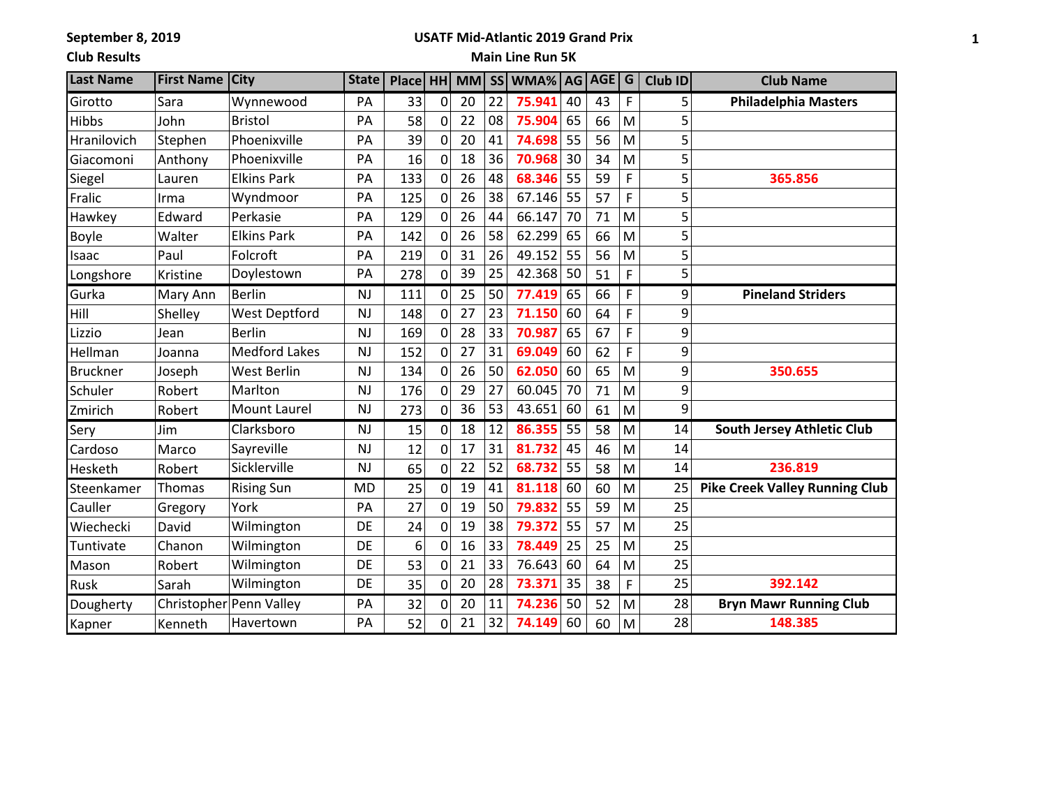**September 8, 2019**

**Club Results**

**USATF Mid-Atlantic 2019 Grand Prix**

**Main Line Run 5K**

| Last Name | First Name | City | State | Place | HH | MM | SS | WMA% | AG | AGE | G | Club ID | Club Name |
|---|---|---|---|---|---|---|---|---|---|---|---|---|---|
| Girotto | Sara | Wynnewood | PA | 33 | 0 | 20 | 22 | **75.941** | 40 | 43 | F | 5 | **Philadelphia Masters** |
| Hibbs | John | Bristol | PA | 58 | 0 | 22 | 08 | **75.904** | 65 | 66 | M | 5 | |
| Hranilovich | Stephen | Phoenixville | PA | 39 | 0 | 20 | 41 | **74.698** | 55 | 56 | M | 5 | |
| Giacomoni | Anthony | Phoenixville | PA | 16 | 0 | 18 | 36 | **70.968** | 30 | 34 | M | 5 | |
| Siegel | Lauren | Elkins Park | PA | 133 | 0 | 26 | 48 | **68.346** | 55 | 59 | F | 5 | **365.856** |
| Fralic | Irma | Wyndmoor | PA | 125 | 0 | 26 | 38 | 67.146 | 55 | 57 | F | 5 | |
| Hawkey | Edward | Perkasie | PA | 129 | 0 | 26 | 44 | 66.147 | 70 | 71 | M | 5 | |
| Boyle | Walter | Elkins Park | PA | 142 | 0 | 26 | 58 | 62.299 | 65 | 66 | M | 5 | |
| Isaac | Paul | Folcroft | PA | 219 | 0 | 31 | 26 | 49.152 | 55 | 56 | M | 5 | |
| Longshore | Kristine | Doylestown | PA | 278 | 0 | 39 | 25 | 42.368 | 50 | 51 | F | 5 | |
| Gurka | Mary Ann | Berlin | NJ | 111 | 0 | 25 | 50 | **77.419** | 65 | 66 | F | 9 | **Pineland Striders** |
| Hill | Shelley | West Deptford | NJ | 148 | 0 | 27 | 23 | **71.150** | 60 | 64 | F | 9 | |
| Lizzio | Jean | Berlin | NJ | 169 | 0 | 28 | 33 | **70.987** | 65 | 67 | F | 9 | |
| Hellman | Joanna | Medford Lakes | NJ | 152 | 0 | 27 | 31 | **69.049** | 60 | 62 | F | 9 | |
| Bruckner | Joseph | West Berlin | NJ | 134 | 0 | 26 | 50 | **62.050** | 60 | 65 | M | 9 | **350.655** |
| Schuler | Robert | Marlton | NJ | 176 | 0 | 29 | 27 | 60.045 | 70 | 71 | M | 9 | |
| Zmirich | Robert | Mount Laurel | NJ | 273 | 0 | 36 | 53 | 43.651 | 60 | 61 | M | 9 | |
| Sery | Jim | Clarksboro | NJ | 15 | 0 | 18 | 12 | **86.355** | 55 | 58 | M | 14 | **South Jersey Athletic Club** |
| Cardoso | Marco | Sayreville | NJ | 12 | 0 | 17 | 31 | **81.732** | 45 | 46 | M | 14 | |
| Hesketh | Robert | Sicklerville | NJ | 65 | 0 | 22 | 52 | **68.732** | 55 | 58 | M | 14 | **236.819** |
| Steenkamer | Thomas | Rising Sun | MD | 25 | 0 | 19 | 41 | **81.118** | 60 | 60 | M | 25 | **Pike Creek Valley Running Club** |
| Cauller | Gregory | York | PA | 27 | 0 | 19 | 50 | **79.832** | 55 | 59 | M | 25 | |
| Wiechecki | David | Wilmington | DE | 24 | 0 | 19 | 38 | **79.372** | 55 | 57 | M | 25 | |
| Tuntivate | Chanon | Wilmington | DE | 6 | 0 | 16 | 33 | **78.449** | 25 | 25 | M | 25 | |
| Mason | Robert | Wilmington | DE | 53 | 0 | 21 | 33 | 76.643 | 60 | 64 | M | 25 | |
| Rusk | Sarah | Wilmington | DE | 35 | 0 | 20 | 28 | **73.371** | 35 | 38 | F | 25 | **392.142** |
| Dougherty | Christopher | Penn Valley | PA | 32 | 0 | 20 | 11 | **74.236** | 50 | 52 | M | 28 | **Bryn Mawr Running Club** |
| Kapner | Kenneth | Havertown | PA | 52 | 0 | 21 | 32 | **74.149** | 60 | 60 | M | 28 | **148.385** |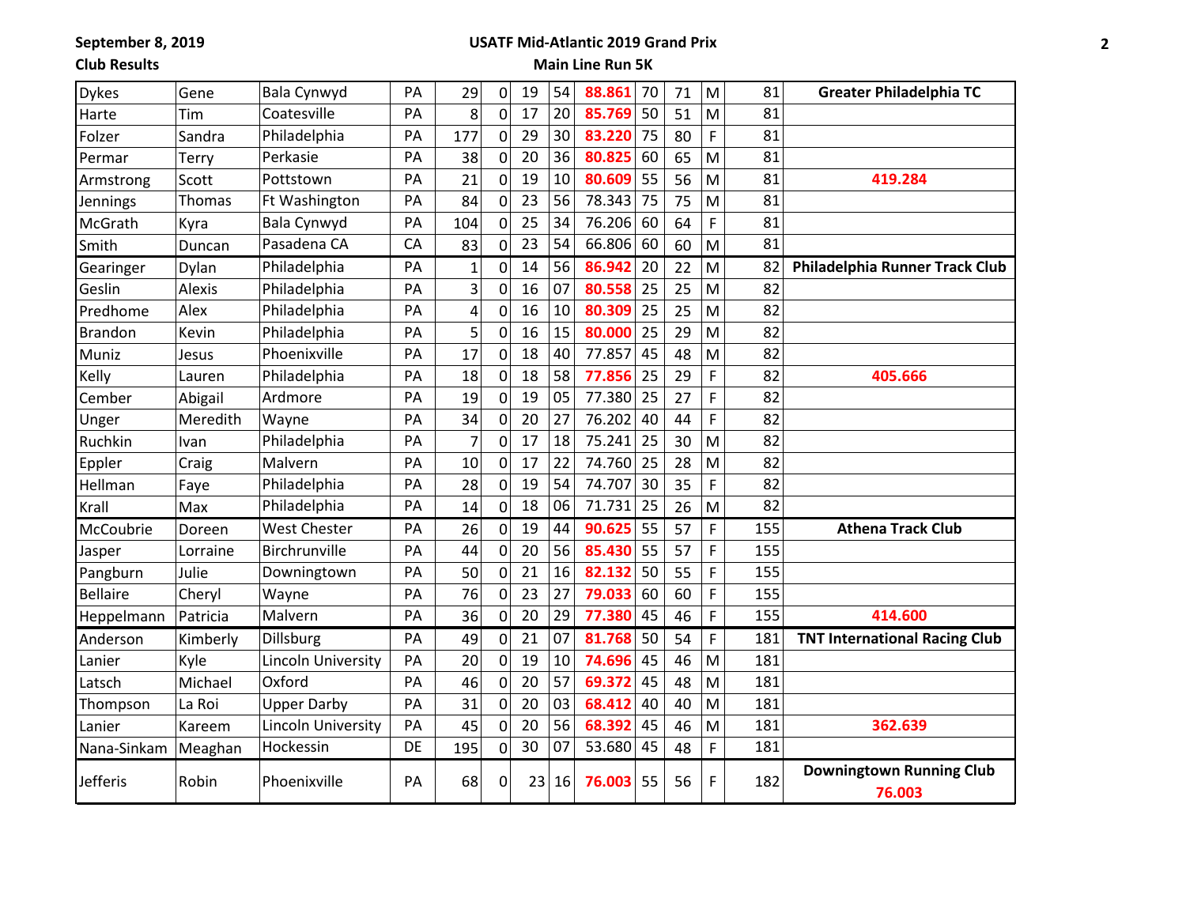September 8, 2019

Club Results

## USATF Mid-Atlantic 2019 Grand Prix

### Main Line Run 5K

| | | | | | | | | | | | | | | |
|---|---|---|---|---|---|---|---|---|---|---|---|---|---|---|
| Dykes | Gene | Bala Cynwyd | PA | 29 | 0 | 19 | 54 | **88.861** | 70 | 71 | M | 81 | **Greater Philadelphia TC** |
| Harte | Tim | Coatesville | PA | 8 | 0 | 17 | 20 | **85.769** | 50 | 51 | M | 81 | |
| Folzer | Sandra | Philadelphia | PA | 177 | 0 | 29 | 30 | **83.220** | 75 | 80 | F | 81 | |
| Permar | Terry | Perkasie | PA | 38 | 0 | 20 | 36 | **80.825** | 60 | 65 | M | 81 | |
| Armstrong | Scott | Pottstown | PA | 21 | 0 | 19 | 10 | **80.609** | 55 | 56 | M | 81 | **419.284** |
| Jennings | Thomas | Ft Washington | PA | 84 | 0 | 23 | 56 | 78.343 | 75 | 75 | M | 81 | |
| McGrath | Kyra | Bala Cynwyd | PA | 104 | 0 | 25 | 34 | 76.206 | 60 | 64 | F | 81 | |
| Smith | Duncan | Pasadena CA | CA | 83 | 0 | 23 | 54 | 66.806 | 60 | 60 | M | 81 | |
| Gearinger | Dylan | Philadelphia | PA | 1 | 0 | 14 | 56 | **86.942** | 20 | 22 | M | 82 | **Philadelphia Runner Track Club** |
| Geslin | Alexis | Philadelphia | PA | 3 | 0 | 16 | 07 | **80.558** | 25 | 25 | M | 82 | |
| Predhome | Alex | Philadelphia | PA | 4 | 0 | 16 | 10 | **80.309** | 25 | 25 | M | 82 | |
| Brandon | Kevin | Philadelphia | PA | 5 | 0 | 16 | 15 | **80.000** | 25 | 29 | M | 82 | |
| Muniz | Jesus | Phoenixville | PA | 17 | 0 | 18 | 40 | 77.857 | 45 | 48 | M | 82 | |
| Kelly | Lauren | Philadelphia | PA | 18 | 0 | 18 | 58 | **77.856** | 25 | 29 | F | 82 | **405.666** |
| Cember | Abigail | Ardmore | PA | 19 | 0 | 19 | 05 | 77.380 | 25 | 27 | F | 82 | |
| Unger | Meredith | Wayne | PA | 34 | 0 | 20 | 27 | 76.202 | 40 | 44 | F | 82 | |
| Ruchkin | Ivan | Philadelphia | PA | 7 | 0 | 17 | 18 | 75.241 | 25 | 30 | M | 82 | |
| Eppler | Craig | Malvern | PA | 10 | 0 | 17 | 22 | 74.760 | 25 | 28 | M | 82 | |
| Hellman | Faye | Philadelphia | PA | 28 | 0 | 19 | 54 | 74.707 | 30 | 35 | F | 82 | |
| Krall | Max | Philadelphia | PA | 14 | 0 | 18 | 06 | 71.731 | 25 | 26 | M | 82 | |
| McCoubrie | Doreen | West Chester | PA | 26 | 0 | 19 | 44 | **90.625** | 55 | 57 | F | 155 | **Athena Track Club** |
| Jasper | Lorraine | Birchrunville | PA | 44 | 0 | 20 | 56 | **85.430** | 55 | 57 | F | 155 | |
| Pangburn | Julie | Downingtown | PA | 50 | 0 | 21 | 16 | **82.132** | 50 | 55 | F | 155 | |
| Bellaire | Cheryl | Wayne | PA | 76 | 0 | 23 | 27 | **79.033** | 60 | 60 | F | 155 | |
| Heppelmann | Patricia | Malvern | PA | 36 | 0 | 20 | 29 | **77.380** | 45 | 46 | F | 155 | **414.600** |
| Anderson | Kimberly | Dillsburg | PA | 49 | 0 | 21 | 07 | **81.768** | 50 | 54 | F | 181 | **TNT International Racing Club** |
| Lanier | Kyle | Lincoln University | PA | 20 | 0 | 19 | 10 | **74.696** | 45 | 46 | M | 181 | |
| Latsch | Michael | Oxford | PA | 46 | 0 | 20 | 57 | **69.372** | 45 | 48 | M | 181 | |
| Thompson | La Roi | Upper Darby | PA | 31 | 0 | 20 | 03 | **68.412** | 40 | 40 | M | 181 | |
| Lanier | Kareem | Lincoln University | PA | 45 | 0 | 20 | 56 | **68.392** | 45 | 46 | M | 181 | **362.639** |
| Nana-Sinkam | Meaghan | Hockessin | DE | 195 | 0 | 30 | 07 | 53.680 | 45 | 48 | F | 181 | |
| Jefferis | Robin | Phoenixville | PA | 68 | 0 | 23 | 16 | **76.003** | 55 | 56 | F | 182 | **Downingtown Running Club** **76.003** |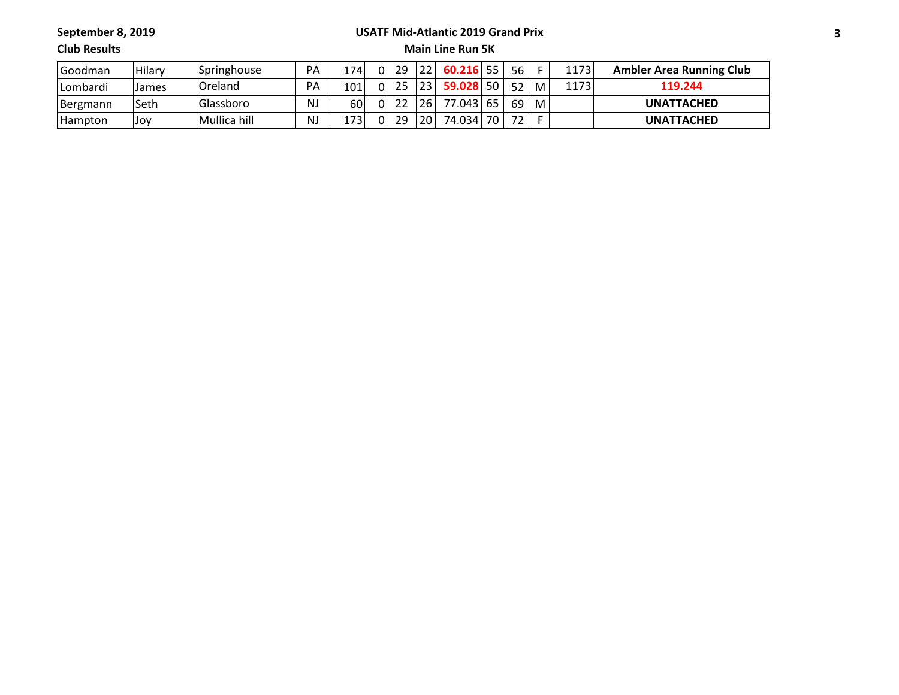**September 8, 2019**

**Club Results**

**USATF Mid-Atlantic 2019 Grand Prix**

**Main Line Run 5K**

| | | | | | | | | | | | | | |
|---|---|---|---|---|---|---|---|---|---|---|---|---|---|
| Goodman | Hilary | Springhouse | PA | 174 | 0 | 29 | 22 | **60.216** | 55 | 56 | F | 1173 | **Ambler Area Running Club** |
| Lombardi | James | Oreland | PA | 101 | 0 | 25 | 23 | **59.028** | 50 | 52 | M | 1173 | **119.244** |
| Bergmann | Seth | Glassboro | NJ | 60 | 0 | 22 | 26 | 77.043 | 65 | 69 | M | | **UNATTACHED** |
| Hampton | Joy | Mullica hill | NJ | 173 | 0 | 29 | 20 | 74.034 | 70 | 72 | F | | **UNATTACHED** |